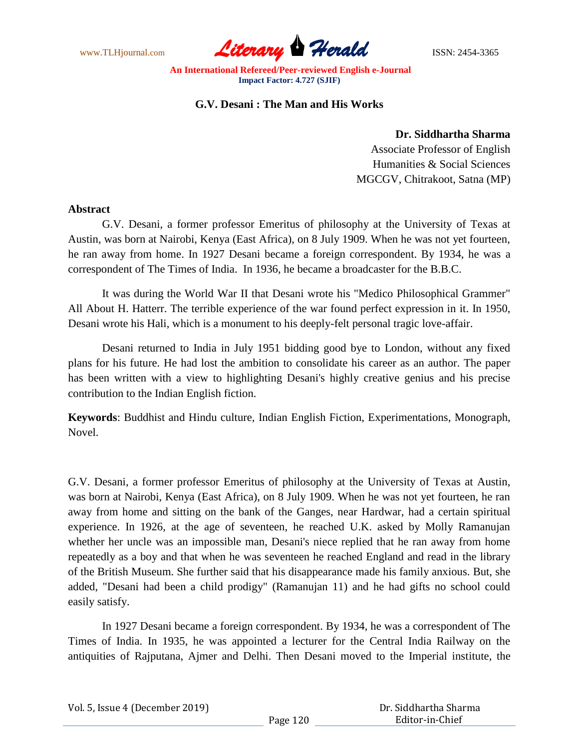# G.V. Desani : The Man and His Works

**Dr. Siddhartha Sharma**
Associate Professor of English
Humanities & Social Sciences
MGCGV, Chitrakoot, Satna (MP)

**Abstract**

G.V. Desani, a former professor Emeritus of philosophy at the University of Texas at Austin, was born at Nairobi, Kenya (East Africa), on 8 July 1909. When he was not yet fourteen, he ran away from home. In 1927 Desani became a foreign correspondent. By 1934, he was a correspondent of The Times of India. In 1936, he became a broadcaster for the B.B.C.

It was during the World War II that Desani wrote his "Medico Philosophical Grammer" All About H. Hatterr. The terrible experience of the war found perfect expression in it. In 1950, Desani wrote his Hali, which is a monument to his deeply-felt personal tragic love-affair.

Desani returned to India in July 1951 bidding good bye to London, without any fixed plans for his future. He had lost the ambition to consolidate his career as an author. The paper has been written with a view to highlighting Desani's highly creative genius and his precise contribution to the Indian English fiction.

**Keywords**: Buddhist and Hindu culture, Indian English Fiction, Experimentations, Monograph, Novel.

G.V. Desani, a former professor Emeritus of philosophy at the University of Texas at Austin, was born at Nairobi, Kenya (East Africa), on 8 July 1909. When he was not yet fourteen, he ran away from home and sitting on the bank of the Ganges, near Hardwar, had a certain spiritual experience. In 1926, at the age of seventeen, he reached U.K. asked by Molly Ramanujan whether her uncle was an impossible man, Desani's niece replied that he ran away from home repeatedly as a boy and that when he was seventeen he reached England and read in the library of the British Museum. She further said that his disappearance made his family anxious. But, she added, "Desani had been a child prodigy" (Ramanujan 11) and he had gifts no school could easily satisfy.

In 1927 Desani became a foreign correspondent. By 1934, he was a correspondent of The Times of India. In 1935, he was appointed a lecturer for the Central India Railway on the antiquities of Rajputana, Ajmer and Delhi. Then Desani moved to the Imperial institute, the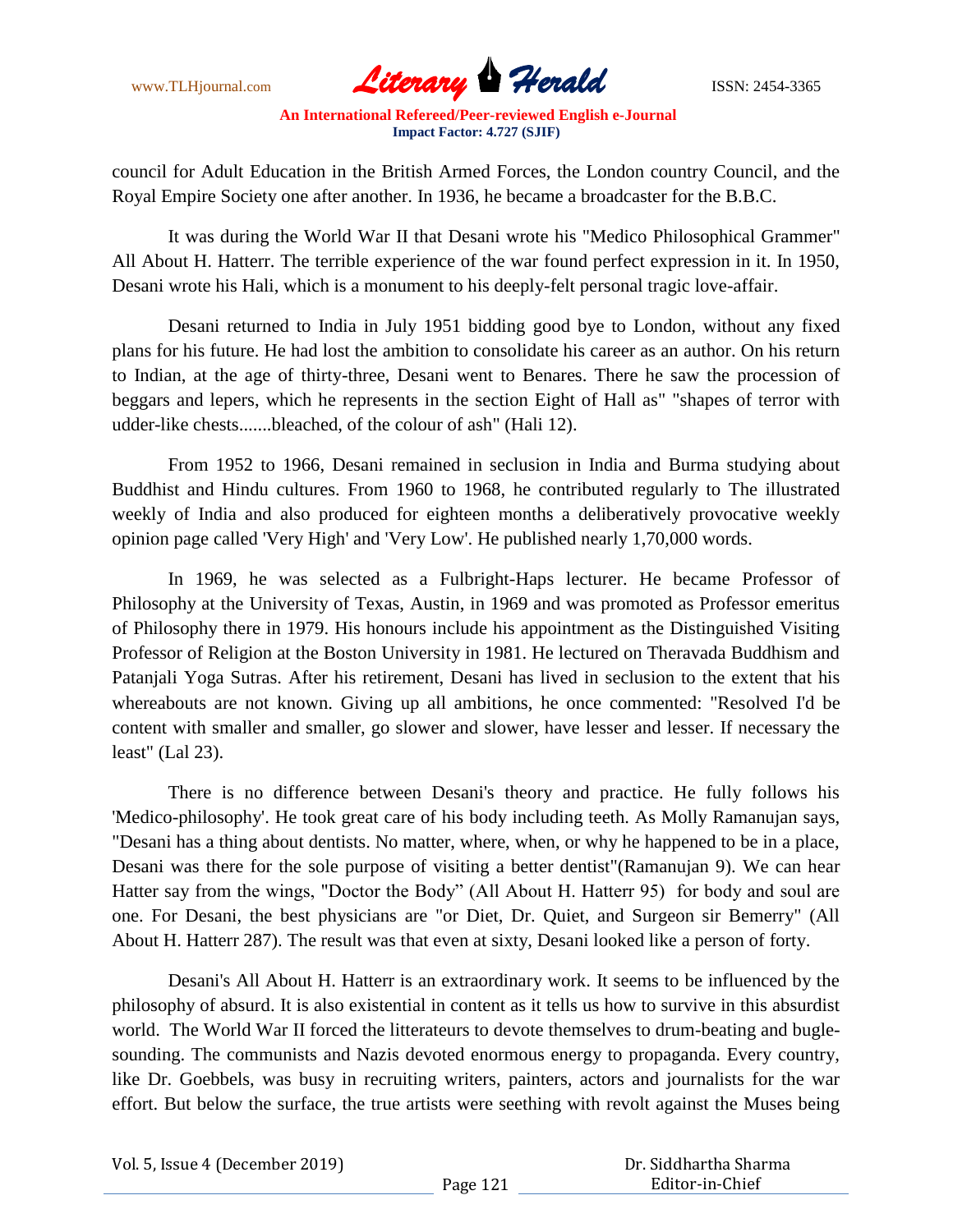council for Adult Education in the British Armed Forces, the London country Council, and the Royal Empire Society one after another. In 1936, he became a broadcaster for the B.B.C.

It was during the World War II that Desani wrote his "Medico Philosophical Grammer" All About H. Hatterr. The terrible experience of the war found perfect expression in it. In 1950, Desani wrote his Hali, which is a monument to his deeply-felt personal tragic love-affair.

Desani returned to India in July 1951 bidding good bye to London, without any fixed plans for his future. He had lost the ambition to consolidate his career as an author. On his return to Indian, at the age of thirty-three, Desani went to Benares. There he saw the procession of beggars and lepers, which he represents in the section Eight of Hall as" "shapes of terror with udder-like chests.......bleached, of the colour of ash" (Hali 12).

From 1952 to 1966, Desani remained in seclusion in India and Burma studying about Buddhist and Hindu cultures. From 1960 to 1968, he contributed regularly to The illustrated weekly of India and also produced for eighteen months a deliberatively provocative weekly opinion page called 'Very High' and 'Very Low'. He published nearly 1,70,000 words.

In 1969, he was selected as a Fulbright-Haps lecturer. He became Professor of Philosophy at the University of Texas, Austin, in 1969 and was promoted as Professor emeritus of Philosophy there in 1979. His honours include his appointment as the Distinguished Visiting Professor of Religion at the Boston University in 1981. He lectured on Theravada Buddhism and Patanjali Yoga Sutras. After his retirement, Desani has lived in seclusion to the extent that his whereabouts are not known. Giving up all ambitions, he once commented: "Resolved I'd be content with smaller and smaller, go slower and slower, have lesser and lesser. If necessary the least" (Lal 23).

There is no difference between Desani's theory and practice. He fully follows his 'Medico-philosophy'. He took great care of his body including teeth. As Molly Ramanujan says, "Desani has a thing about dentists. No matter, where, when, or why he happened to be in a place, Desani was there for the sole purpose of visiting a better dentist"(Ramanujan 9). We can hear Hatter say from the wings, "Doctor the Body" (All About H. Hatterr 95) for body and soul are one. For Desani, the best physicians are "or Diet, Dr. Quiet, and Surgeon sir Bemerry" (All About H. Hatterr 287). The result was that even at sixty, Desani looked like a person of forty.

Desani's All About H. Hatterr is an extraordinary work. It seems to be influenced by the philosophy of absurd. It is also existential in content as it tells us how to survive in this absurdist world. The World War II forced the litterateurs to devote themselves to drum-beating and bugle-sounding. The communists and Nazis devoted enormous energy to propaganda. Every country, like Dr. Goebbels, was busy in recruiting writers, painters, actors and journalists for the war effort. But below the surface, the true artists were seething with revolt against the Muses being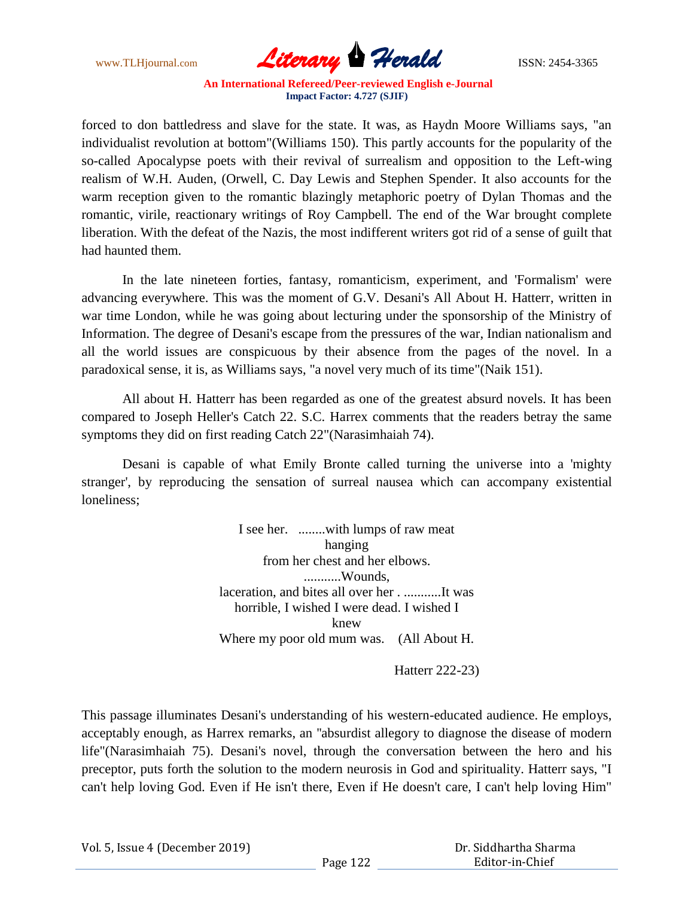forced to don battledress and slave for the state. It was, as Haydn Moore Williams says, "an individualist revolution at bottom"(Williams 150). This partly accounts for the popularity of the so-called Apocalypse poets with their revival of surrealism and opposition to the Left-wing realism of W.H. Auden, (Orwell, C. Day Lewis and Stephen Spender. It also accounts for the warm reception given to the romantic blazingly metaphoric poetry of Dylan Thomas and the romantic, virile, reactionary writings of Roy Campbell. The end of the War brought complete liberation. With the defeat of the Nazis, the most indifferent writers got rid of a sense of guilt that had haunted them.

In the late nineteen forties, fantasy, romanticism, experiment, and 'Formalism' were advancing everywhere. This was the moment of G.V. Desani's All About H. Hatterr, written in war time London, while he was going about lecturing under the sponsorship of the Ministry of Information. The degree of Desani's escape from the pressures of the war, Indian nationalism and all the world issues are conspicuous by their absence from the pages of the novel. In a paradoxical sense, it is, as Williams says, "a novel very much of its time"(Naik 151).

All about H. Hatterr has been regarded as one of the greatest absurd novels. It has been compared to Joseph Heller's Catch 22. S.C. Harrex comments that the readers betray the same symptoms they did on first reading Catch 22"(Narasimhaiah 74).

Desani is capable of what Emily Bronte called turning the universe into a 'mighty stranger', by reproducing the sensation of surreal nausea which can accompany existential loneliness;

> I see her. ........with lumps of raw meat
> hanging
> from her chest and her elbows.
> ...........Wounds,
> laceration, and bites all over her . ...........It was
> horrible, I wished I were dead. I wished I
> knew
> Where my poor old mum was. (All About H.
>
> Hatterr 222-23)

This passage illuminates Desani's understanding of his western-educated audience. He employs, acceptably enough, as Harrex remarks, an "absurdist allegory to diagnose the disease of modern life"(Narasimhaiah 75). Desani's novel, through the conversation between the hero and his preceptor, puts forth the solution to the modern neurosis in God and spirituality. Hatterr says, "I can't help loving God. Even if He isn't there, Even if He doesn't care, I can't help loving Him"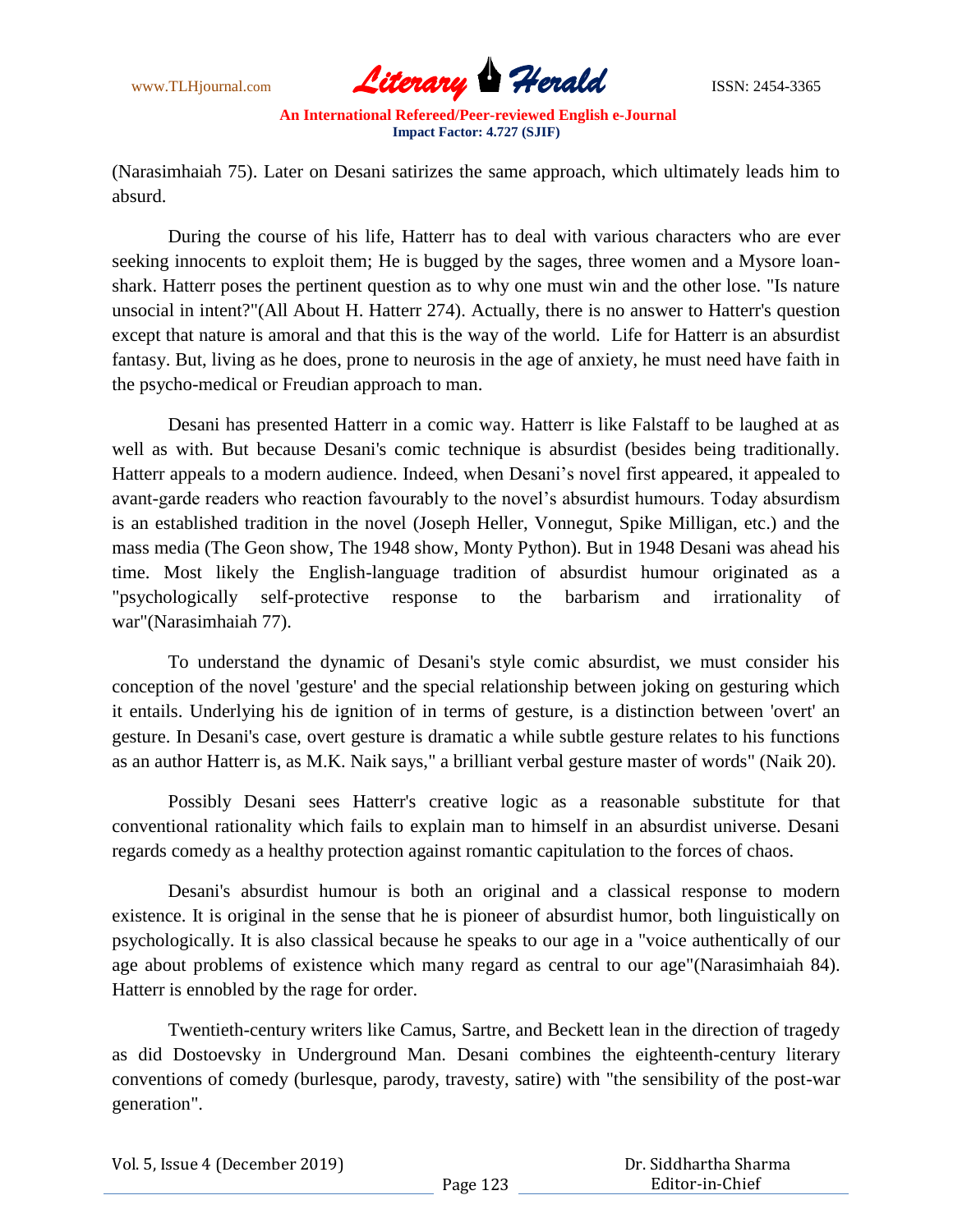(Narasimhaiah 75). Later on Desani satirizes the same approach, which ultimately leads him to absurd.

During the course of his life, Hatterr has to deal with various characters who are ever seeking innocents to exploit them; He is bugged by the sages, three women and a Mysore loan-shark. Hatterr poses the pertinent question as to why one must win and the other lose. "Is nature unsocial in intent?"(All About H. Hatterr 274). Actually, there is no answer to Hatterr's question except that nature is amoral and that this is the way of the world. Life for Hatterr is an absurdist fantasy. But, living as he does, prone to neurosis in the age of anxiety, he must need have faith in the psycho-medical or Freudian approach to man.

Desani has presented Hatterr in a comic way. Hatterr is like Falstaff to be laughed at as well as with. But because Desani's comic technique is absurdist (besides being traditionally. Hatterr appeals to a modern audience. Indeed, when Desani's novel first appeared, it appealed to avant-garde readers who reaction favourably to the novel's absurdist humours. Today absurdism is an established tradition in the novel (Joseph Heller, Vonnegut, Spike Milligan, etc.) and the mass media (The Geon show, The 1948 show, Monty Python). But in 1948 Desani was ahead his time. Most likely the English-language tradition of absurdist humour originated as a "psychologically self-protective response to the barbarism and irrationality of war"(Narasimhaiah 77).

To understand the dynamic of Desani's style comic absurdist, we must consider his conception of the novel 'gesture' and the special relationship between joking on gesturing which it entails. Underlying his de ignition of in terms of gesture, is a distinction between 'overt' an gesture. In Desani's case, overt gesture is dramatic a while subtle gesture relates to his functions as an author Hatterr is, as M.K. Naik says," a brilliant verbal gesture master of words" (Naik 20).

Possibly Desani sees Hatterr's creative logic as a reasonable substitute for that conventional rationality which fails to explain man to himself in an absurdist universe. Desani regards comedy as a healthy protection against romantic capitulation to the forces of chaos.

Desani's absurdist humour is both an original and a classical response to modern existence. It is original in the sense that he is pioneer of absurdist humor, both linguistically on psychologically. It is also classical because he speaks to our age in a "voice authentically of our age about problems of existence which many regard as central to our age"(Narasimhaiah 84). Hatterr is ennobled by the rage for order.

Twentieth-century writers like Camus, Sartre, and Beckett lean in the direction of tragedy as did Dostoevsky in Underground Man. Desani combines the eighteenth-century literary conventions of comedy (burlesque, parody, travesty, satire) with "the sensibility of the post-war generation".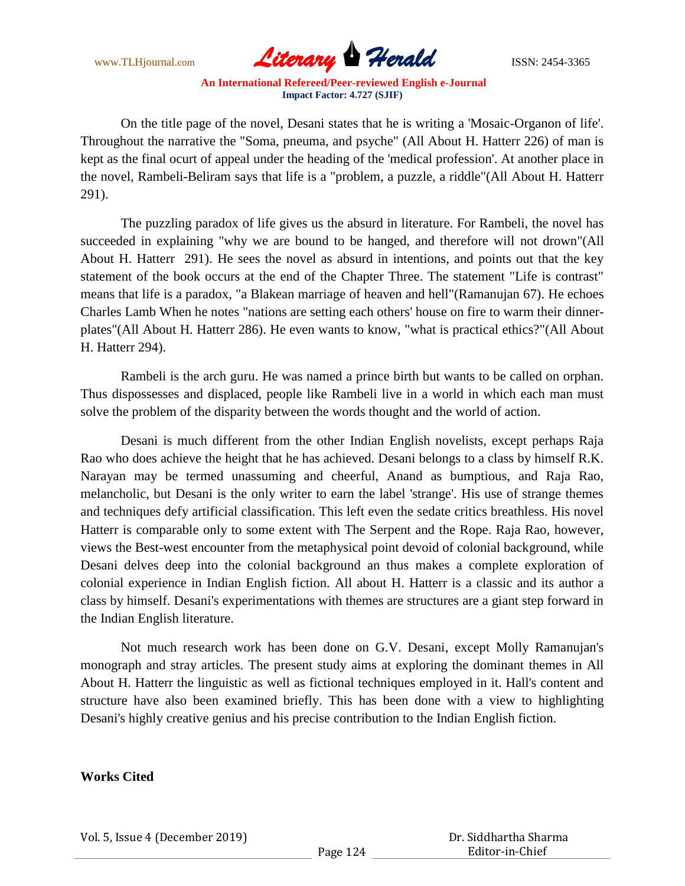On the title page of the novel, Desani states that he is writing a 'Mosaic-Organon of life'. Throughout the narrative the "Soma, pneuma, and psyche" (All About H. Hatterr 226) of man is kept as the final ocurt of appeal under the heading of the 'medical profession'. At another place in the novel, Rambeli-Beliram says that life is a "problem, a puzzle, a riddle"(All About H. Hatterr 291).

The puzzling paradox of life gives us the absurd in literature. For Rambeli, the novel has succeeded in explaining "why we are bound to be hanged, and therefore will not drown"(All About H. Hatterr 291). He sees the novel as absurd in intentions, and points out that the key statement of the book occurs at the end of the Chapter Three. The statement "Life is contrast" means that life is a paradox, "a Blakean marriage of heaven and hell"(Ramanujan 67). He echoes Charles Lamb When he notes "nations are setting each others' house on fire to warm their dinner-plates"(All About H. Hatterr 286). He even wants to know, "what is practical ethics?"(All About H. Hatterr 294).

Rambeli is the arch guru. He was named a prince birth but wants to be called on orphan. Thus dispossesses and displaced, people like Rambeli live in a world in which each man must solve the problem of the disparity between the words thought and the world of action.

Desani is much different from the other Indian English novelists, except perhaps Raja Rao who does achieve the height that he has achieved. Desani belongs to a class by himself R.K. Narayan may be termed unassuming and cheerful, Anand as bumptious, and Raja Rao, melancholic, but Desani is the only writer to earn the label 'strange'. His use of strange themes and techniques defy artificial classification. This left even the sedate critics breathless. His novel Hatterr is comparable only to some extent with The Serpent and the Rope. Raja Rao, however, views the Best-west encounter from the metaphysical point devoid of colonial background, while Desani delves deep into the colonial background an thus makes a complete exploration of colonial experience in Indian English fiction. All about H. Hatterr is a classic and its author a class by himself. Desani's experimentations with themes are structures are a giant step forward in the Indian English literature.

Not much research work has been done on G.V. Desani, except Molly Ramanujan's monograph and stray articles. The present study aims at exploring the dominant themes in All About H. Hatterr the linguistic as well as fictional techniques employed in it. Hall's content and structure have also been examined briefly. This has been done with a view to highlighting Desani's highly creative genius and his precise contribution to the Indian English fiction.

**Works Cited**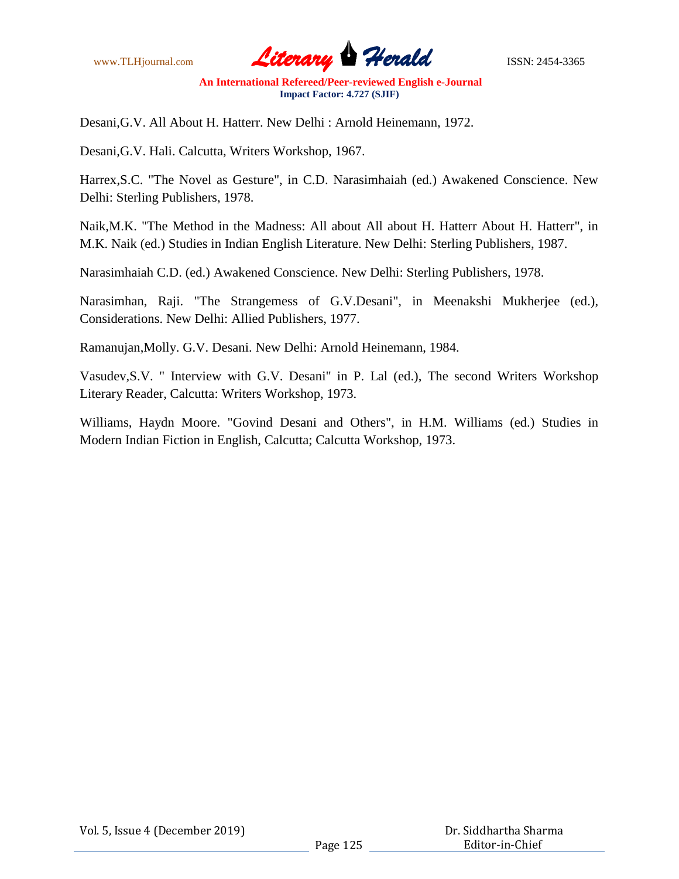Desani,G.V. All About H. Hatterr. New Delhi : Arnold Heinemann, 1972.

Desani,G.V. Hali. Calcutta, Writers Workshop, 1967.

Harrex,S.C. "The Novel as Gesture", in C.D. Narasimhaiah (ed.) Awakened Conscience. New Delhi: Sterling Publishers, 1978.

Naik,M.K. "The Method in the Madness: All about All about H. Hatterr About H. Hatterr", in M.K. Naik (ed.) Studies in Indian English Literature. New Delhi: Sterling Publishers, 1987.

Narasimhaiah C.D. (ed.) Awakened Conscience. New Delhi: Sterling Publishers, 1978.

Narasimhan, Raji. "The Strangemess of G.V.Desani", in Meenakshi Mukherjee (ed.), Considerations. New Delhi: Allied Publishers, 1977.

Ramanujan,Molly. G.V. Desani. New Delhi: Arnold Heinemann, 1984.

Vasudev,S.V. " Interview with G.V. Desani" in P. Lal (ed.), The second Writers Workshop Literary Reader, Calcutta: Writers Workshop, 1973.

Williams, Haydn Moore. "Govind Desani and Others", in H.M. Williams (ed.) Studies in Modern Indian Fiction in English, Calcutta; Calcutta Workshop, 1973.